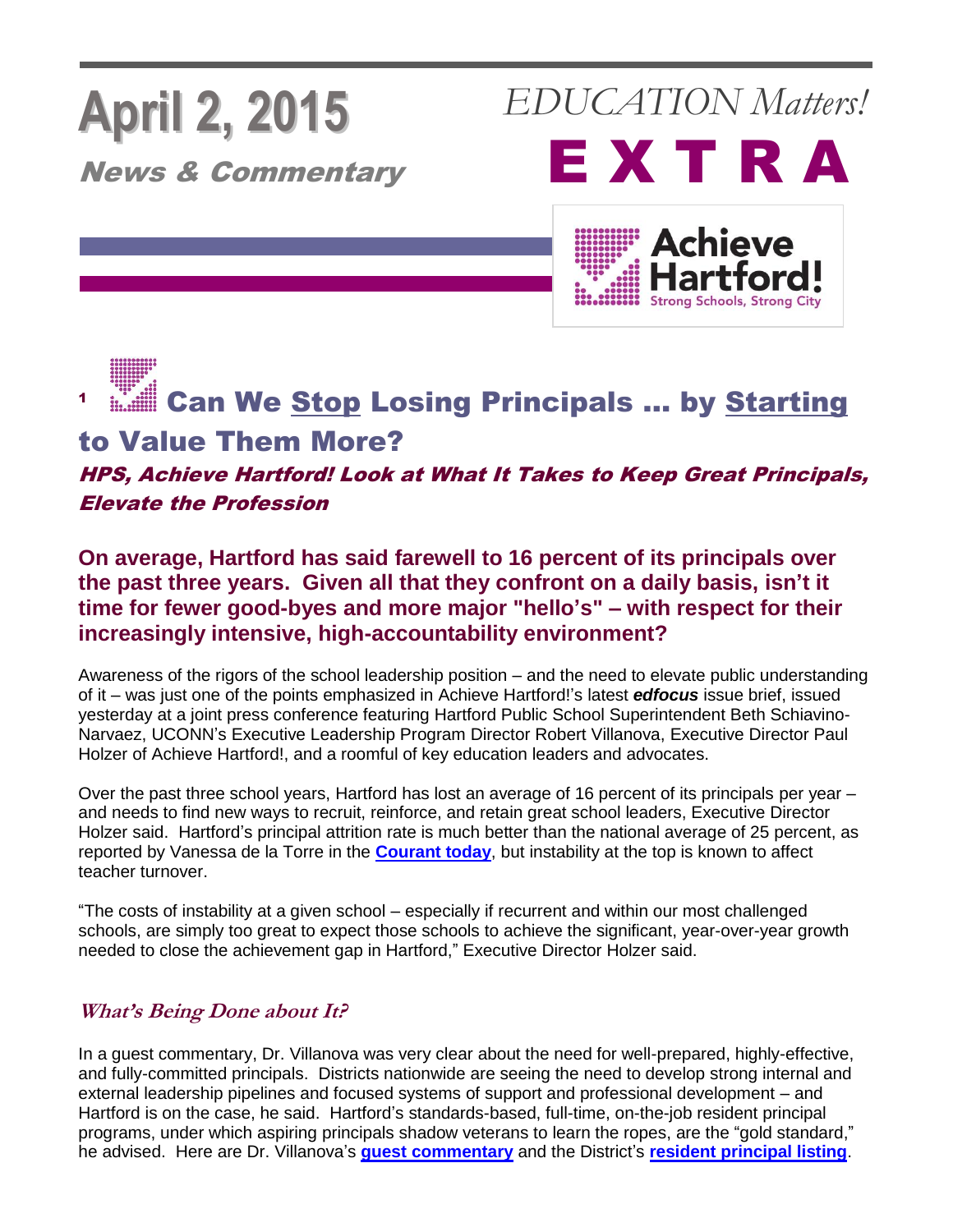# April 2, 2015

**News & Commentary**

*EDUCATION Matters!*

**E X T R A**

Achieve Hartford!
Strong Schools, Strong City

## [1] Can We Stop Losing Principals … by Starting to Value Them More?

### *HPS, Achieve Hartford! Look at What It Takes to Keep Great Principals, Elevate the Profession*

**On average, Hartford has said farewell to 16 percent of its principals over the past three years. Given all that they confront on a daily basis, isn't it time for fewer good-byes and more major "hello's" – with respect for their increasingly intensive, high-accountability environment?**

Awareness of the rigors of the school leadership position – and the need to elevate public understanding of it – was just one of the points emphasized in Achieve Hartford!'s latest ***edfocus*** issue brief, issued yesterday at a joint press conference featuring Hartford Public School Superintendent Beth Schiavino-Narvaez, UCONN's Executive Leadership Program Director Robert Villanova, Executive Director Paul Holzer of Achieve Hartford!, and a roomful of key education leaders and advocates.

Over the past three school years, Hartford has lost an average of 16 percent of its principals per year – and needs to find new ways to recruit, reinforce, and retain great school leaders, Executive Director Holzer said. Hartford's principal attrition rate is much better than the national average of 25 percent, as reported by Vanessa de la Torre in the **Courant today**, but instability at the top is known to affect teacher turnover.

"The costs of instability at a given school – especially if recurrent and within our most challenged schools, are simply too great to expect those schools to achieve the significant, year-over-year growth needed to close the achievement gap in Hartford," Executive Director Holzer said.

### *What's Being Done about It?*

In a guest commentary, Dr. Villanova was very clear about the need for well-prepared, highly-effective, and fully-committed principals. Districts nationwide are seeing the need to develop strong internal and external leadership pipelines and focused systems of support and professional development – and Hartford is on the case, he said. Hartford's standards-based, full-time, on-the-job resident principal programs, under which aspiring principals shadow veterans to learn the ropes, are the "gold standard," he advised. Here are Dr. Villanova's **guest commentary** and the District's **resident principal listing**.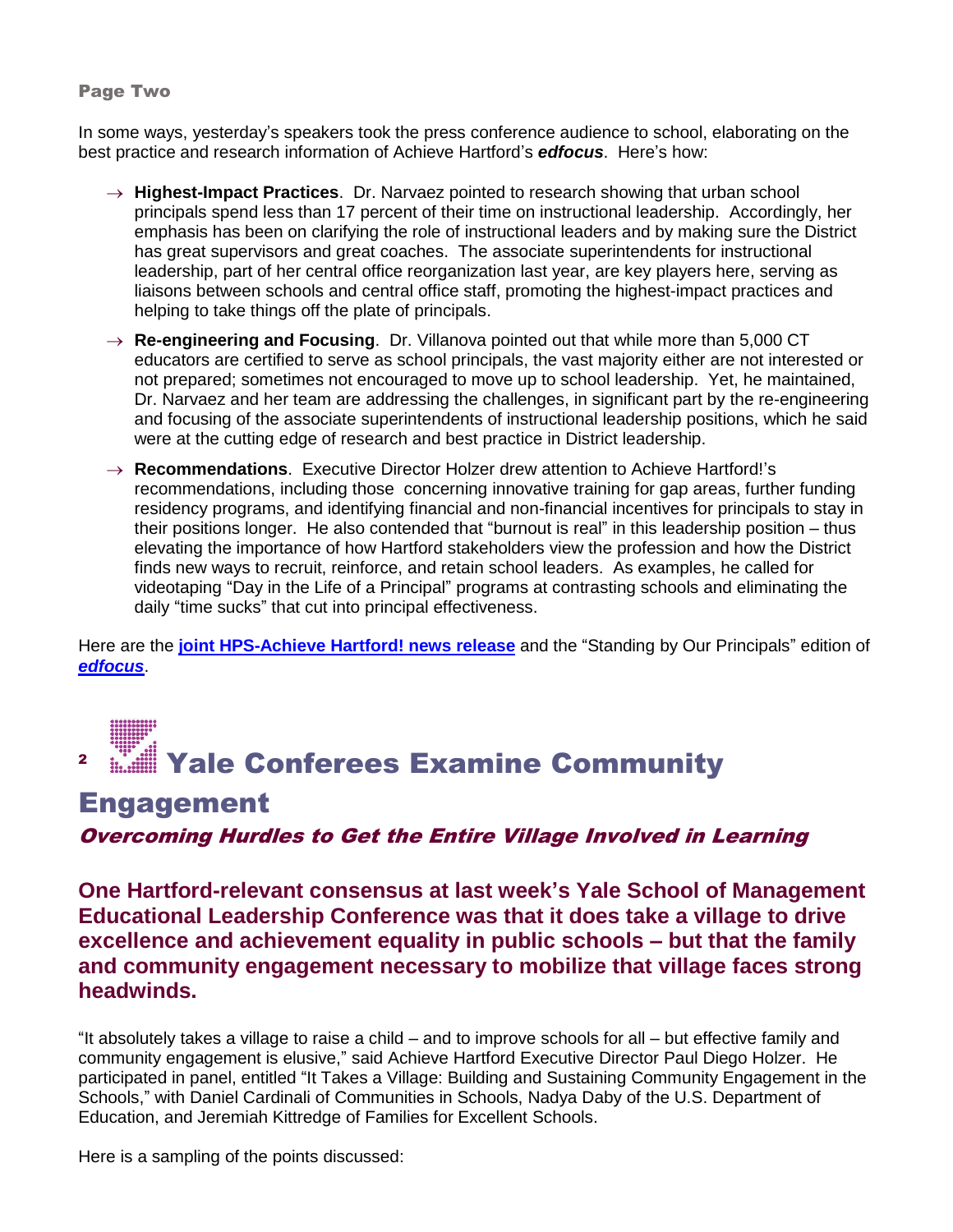**Page Two**

In some ways, yesterday's speakers took the press conference audience to school, elaborating on the best practice and research information of Achieve Hartford's ***edfocus***. Here's how:

→ **Highest-Impact Practices**. Dr. Narvaez pointed to research showing that urban school principals spend less than 17 percent of their time on instructional leadership. Accordingly, her emphasis has been on clarifying the role of instructional leaders and by making sure the District has great supervisors and great coaches. The associate superintendents for instructional leadership, part of her central office reorganization last year, are key players here, serving as liaisons between schools and central office staff, promoting the highest-impact practices and helping to take things off the plate of principals.

→ **Re-engineering and Focusing**. Dr. Villanova pointed out that while more than 5,000 CT educators are certified to serve as school principals, the vast majority either are not interested or not prepared; sometimes not encouraged to move up to school leadership. Yet, he maintained, Dr. Narvaez and her team are addressing the challenges, in significant part by the re-engineering and focusing of the associate superintendents of instructional leadership positions, which he said were at the cutting edge of research and best practice in District leadership.

→ **Recommendations**. Executive Director Holzer drew attention to Achieve Hartford!'s recommendations, including those concerning innovative training for gap areas, further funding residency programs, and identifying financial and non-financial incentives for principals to stay in their positions longer. He also contended that "burnout is real" in this leadership position – thus elevating the importance of how Hartford stakeholders view the profession and how the District finds new ways to recruit, reinforce, and retain school leaders. As examples, he called for videotaping "Day in the Life of a Principal" programs at contrasting schools and eliminating the daily "time sucks" that cut into principal effectiveness.

Here are the **joint HPS-Achieve Hartford! news release** and the "Standing by Our Principals" edition of ***edfocus***.

## 2 Yale Conferees Examine Community Engagement

### *Overcoming Hurdles to Get the Entire Village Involved in Learning*

**One Hartford-relevant consensus at last week's Yale School of Management Educational Leadership Conference was that it does take a village to drive excellence and achievement equality in public schools – but that the family and community engagement necessary to mobilize that village faces strong headwinds.**

"It absolutely takes a village to raise a child – and to improve schools for all – but effective family and community engagement is elusive," said Achieve Hartford Executive Director Paul Diego Holzer. He participated in panel, entitled "It Takes a Village: Building and Sustaining Community Engagement in the Schools," with Daniel Cardinali of Communities in Schools, Nadya Daby of the U.S. Department of Education, and Jeremiah Kittredge of Families for Excellent Schools.

Here is a sampling of the points discussed: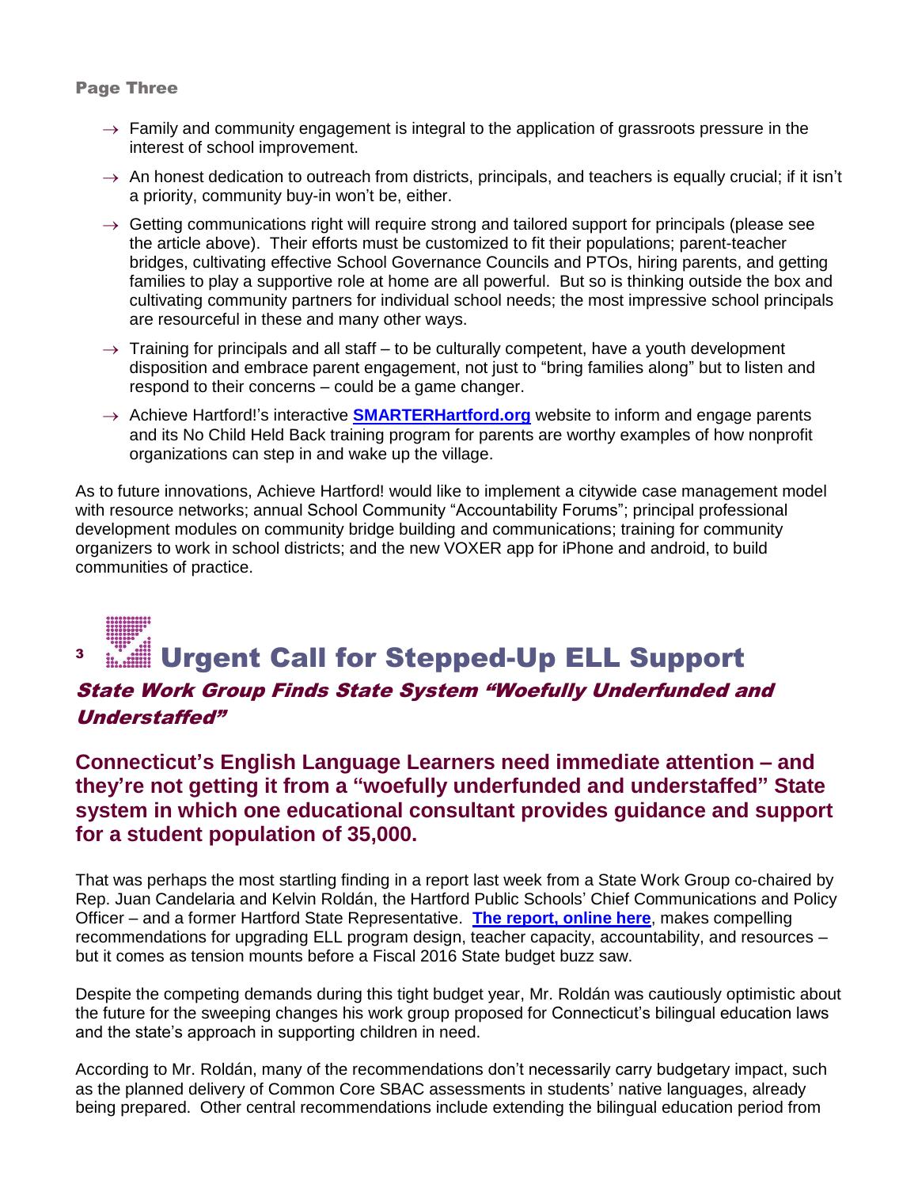- → Family and community engagement is integral to the application of grassroots pressure in the interest of school improvement.
- → An honest dedication to outreach from districts, principals, and teachers is equally crucial; if it isn't a priority, community buy-in won't be, either.
- → Getting communications right will require strong and tailored support for principals (please see the article above). Their efforts must be customized to fit their populations; parent-teacher bridges, cultivating effective School Governance Councils and PTOs, hiring parents, and getting families to play a supportive role at home are all powerful. But so is thinking outside the box and cultivating community partners for individual school needs; the most impressive school principals are resourceful in these and many other ways.
- → Training for principals and all staff – to be culturally competent, have a youth development disposition and embrace parent engagement, not just to "bring families along" but to listen and respond to their concerns – could be a game changer.
- → Achieve Hartford!'s interactive **SMARTERHartford.org** website to inform and engage parents and its No Child Held Back training program for parents are worthy examples of how nonprofit organizations can step in and wake up the village.

As to future innovations, Achieve Hartford! would like to implement a citywide case management model with resource networks; annual School Community "Accountability Forums"; principal professional development modules on community bridge building and communications; training for community organizers to work in school districts; and the new VOXER app for iPhone and android, to build communities of practice.

## 3 Urgent Call for Stepped-Up ELL Support

### *State Work Group Finds State System "Woefully Underfunded and Understaffed"*

**Connecticut's English Language Learners need immediate attention – and they're not getting it from a "woefully underfunded and understaffed" State system in which one educational consultant provides guidance and support for a student population of 35,000.**

That was perhaps the most startling finding in a report last week from a State Work Group co-chaired by Rep. Juan Candelaria and Kelvin Roldán, the Hartford Public Schools' Chief Communications and Policy Officer – and a former Hartford State Representative. **The report, online here**, makes compelling recommendations for upgrading ELL program design, teacher capacity, accountability, and resources – but it comes as tension mounts before a Fiscal 2016 State budget buzz saw.

Despite the competing demands during this tight budget year, Mr. Roldán was cautiously optimistic about the future for the sweeping changes his work group proposed for Connecticut's bilingual education laws and the state's approach in supporting children in need.

According to Mr. Roldán, many of the recommendations don't necessarily carry budgetary impact, such as the planned delivery of Common Core SBAC assessments in students' native languages, already being prepared. Other central recommendations include extending the bilingual education period from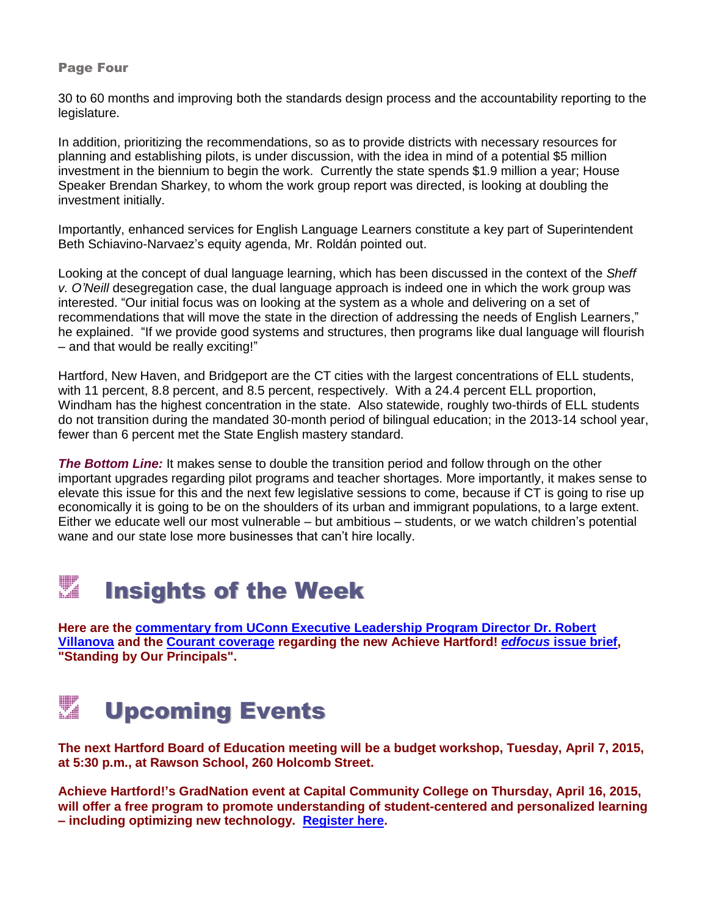30 to 60 months and improving both the standards design process and the accountability reporting to the legislature.

In addition, prioritizing the recommendations, so as to provide districts with necessary resources for planning and establishing pilots, is under discussion, with the idea in mind of a potential $5 million investment in the biennium to begin the work. Currently the state spends $1.9 million a year; House Speaker Brendan Sharkey, to whom the work group report was directed, is looking at doubling the investment initially.

Importantly, enhanced services for English Language Learners constitute a key part of Superintendent Beth Schiavino-Narvaez's equity agenda, Mr. Roldán pointed out.

Looking at the concept of dual language learning, which has been discussed in the context of the *Sheff v. O'Neill* desegregation case, the dual language approach is indeed one in which the work group was interested. "Our initial focus was on looking at the system as a whole and delivering on a set of recommendations that will move the state in the direction of addressing the needs of English Learners," he explained. "If we provide good systems and structures, then programs like dual language will flourish – and that would be really exciting!"

Hartford, New Haven, and Bridgeport are the CT cities with the largest concentrations of ELL students, with 11 percent, 8.8 percent, and 8.5 percent, respectively. With a 24.4 percent ELL proportion, Windham has the highest concentration in the state. Also statewide, roughly two-thirds of ELL students do not transition during the mandated 30-month period of bilingual education; in the 2013-14 school year, fewer than 6 percent met the State English mastery standard.

***The Bottom Line:*** It makes sense to double the transition period and follow through on the other important upgrades regarding pilot programs and teacher shortages. More importantly, it makes sense to elevate this issue for this and the next few legislative sessions to come, because if CT is going to rise up economically it is going to be on the shoulders of its urban and immigrant populations, to a large extent. Either we educate well our most vulnerable – but ambitious – students, or we watch children's potential wane and our state lose more businesses that can't hire locally.

# Insights of the Week

**Here are the commentary from UConn Executive Leadership Program Director Dr. Robert Villanova and the Courant coverage regarding the new Achieve Hartford! *edfocus* issue brief, "Standing by Our Principals".**

# Upcoming Events

**The next Hartford Board of Education meeting will be a budget workshop, Tuesday, April 7, 2015, at 5:30 p.m., at Rawson School, 260 Holcomb Street.**

**Achieve Hartford!'s GradNation event at Capital Community College on Thursday, April 16, 2015, will offer a free program to promote understanding of student-centered and personalized learning – including optimizing new technology. Register here.**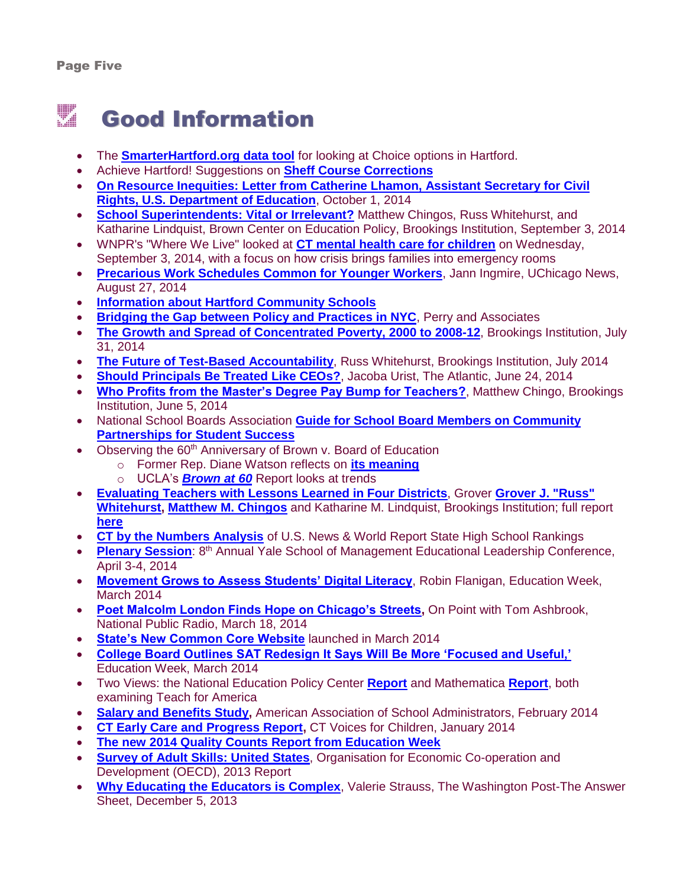# Good Information

- The **SmarterHartford.org data tool** for looking at Choice options in Hartford.
- Achieve Hartford! Suggestions on **Sheff Course Corrections**
- **On Resource Inequities: Letter from Catherine Lhamon, Assistant Secretary for Civil Rights, U.S. Department of Education**, October 1, 2014
- **School Superintendents: Vital or Irrelevant?** Matthew Chingos, Russ Whitehurst, and Katharine Lindquist, Brown Center on Education Policy, Brookings Institution, September 3, 2014
- WNPR's "Where We Live" looked at **CT mental health care for children** on Wednesday, September 3, 2014, with a focus on how crisis brings families into emergency rooms
- **Precarious Work Schedules Common for Younger Workers**, Jann Ingmire, UChicago News, August 27, 2014
- **Information about Hartford Community Schools**
- **Bridging the Gap between Policy and Practices in NYC**, Perry and Associates
- **The Growth and Spread of Concentrated Poverty, 2000 to 2008-12**, Brookings Institution, July 31, 2014
- **The Future of Test-Based Accountability**, Russ Whitehurst, Brookings Institution, July 2014
- **Should Principals Be Treated Like CEOs?**, Jacoba Urist, The Atlantic, June 24, 2014
- **Who Profits from the Master's Degree Pay Bump for Teachers?**, Matthew Chingo, Brookings Institution, June 5, 2014
- National School Boards Association **Guide for School Board Members on Community Partnerships for Student Success**
- Observing the 60th Anniversary of Brown v. Board of Education
  - Former Rep. Diane Watson reflects on **its meaning**
  - UCLA's ***Brown at 60*** Report looks at trends
- **Evaluating Teachers with Lessons Learned in Four Districts**, Grover **Grover J. "Russ" Whitehurst, Matthew M. Chingos** and Katharine M. Lindquist, Brookings Institution; full report **here**
- **CT by the Numbers Analysis** of U.S. News & World Report State High School Rankings
- **Plenary Session**: 8th Annual Yale School of Management Educational Leadership Conference, April 3-4, 2014
- **Movement Grows to Assess Students' Digital Literacy**, Robin Flanigan, Education Week, March 2014
- **Poet Malcolm London Finds Hope on Chicago's Streets,** On Point with Tom Ashbrook, National Public Radio, March 18, 2014
- **State's New Common Core Website** launched in March 2014
- **College Board Outlines SAT Redesign It Says Will Be More 'Focused and Useful,'** Education Week, March 2014
- Two Views: the National Education Policy Center **Report** and Mathematica **Report**, both examining Teach for America
- **Salary and Benefits Study,** American Association of School Administrators, February 2014
- **CT Early Care and Progress Report,** CT Voices for Children, January 2014
- **The new 2014 Quality Counts Report from Education Week**
- **Survey of Adult Skills: United States**, Organisation for Economic Co-operation and Development (OECD), 2013 Report
- **Why Educating the Educators is Complex**, Valerie Strauss, The Washington Post-The Answer Sheet, December 5, 2013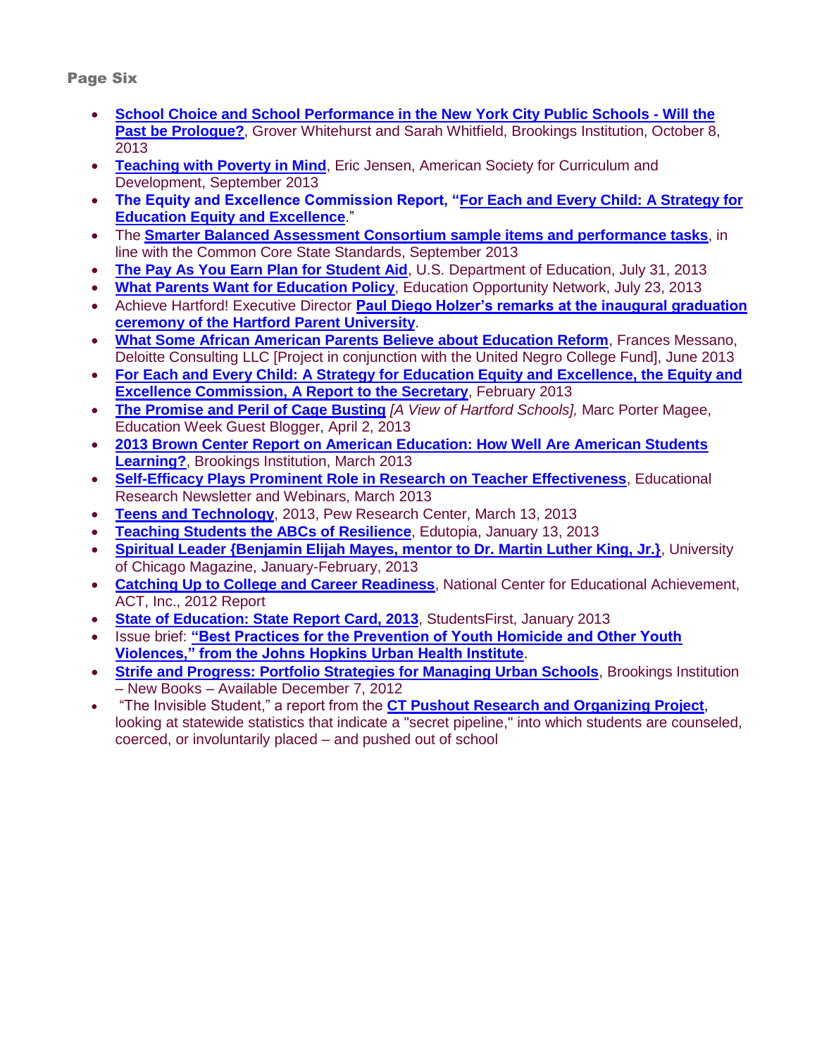**Page Six**

- **School Choice and School Performance in the New York City Public Schools - Will the Past be Prologue?**, Grover Whitehurst and Sarah Whitfield, Brookings Institution, October 8, 2013
- **Teaching with Poverty in Mind**, Eric Jensen, American Society for Curriculum and Development, September 2013
- **The Equity and Excellence Commission Report, "For Each and Every Child: A Strategy for Education Equity and Excellence."**
- The **Smarter Balanced Assessment Consortium sample items and performance tasks**, in line with the Common Core State Standards, September 2013
- **The Pay As You Earn Plan for Student Aid**, U.S. Department of Education, July 31, 2013
- **What Parents Want for Education Policy**, Education Opportunity Network, July 23, 2013
- Achieve Hartford! Executive Director **Paul Diego Holzer's remarks at the inaugural graduation ceremony of the Hartford Parent University**.
- **What Some African American Parents Believe about Education Reform**, Frances Messano, Deloitte Consulting LLC [Project in conjunction with the United Negro College Fund], June 2013
- **For Each and Every Child: A Strategy for Education Equity and Excellence, the Equity and Excellence Commission, A Report to the Secretary**, February 2013
- **The Promise and Peril of Cage Busting** *[A View of Hartford Schools],* Marc Porter Magee, Education Week Guest Blogger, April 2, 2013
- **2013 Brown Center Report on American Education: How Well Are American Students Learning?**, Brookings Institution, March 2013
- **Self-Efficacy Plays Prominent Role in Research on Teacher Effectiveness**, Educational Research Newsletter and Webinars, March 2013
- **Teens and Technology**, 2013, Pew Research Center, March 13, 2013
- **Teaching Students the ABCs of Resilience**, Edutopia, January 13, 2013
- **Spiritual Leader {Benjamin Elijah Mayes, mentor to Dr. Martin Luther King, Jr.}**, University of Chicago Magazine, January-February, 2013
- **Catching Up to College and Career Readiness**, National Center for Educational Achievement, ACT, Inc., 2012 Report
- **State of Education: State Report Card, 2013**, StudentsFirst, January 2013
- Issue brief: **"Best Practices for the Prevention of Youth Homicide and Other Youth Violences," from the Johns Hopkins Urban Health Institute**.
- **Strife and Progress: Portfolio Strategies for Managing Urban Schools**, Brookings Institution – New Books – Available December 7, 2012
- "The Invisible Student," a report from the **CT Pushout Research and Organizing Project**, looking at statewide statistics that indicate a "secret pipeline," into which students are counseled, coerced, or involuntarily placed – and pushed out of school